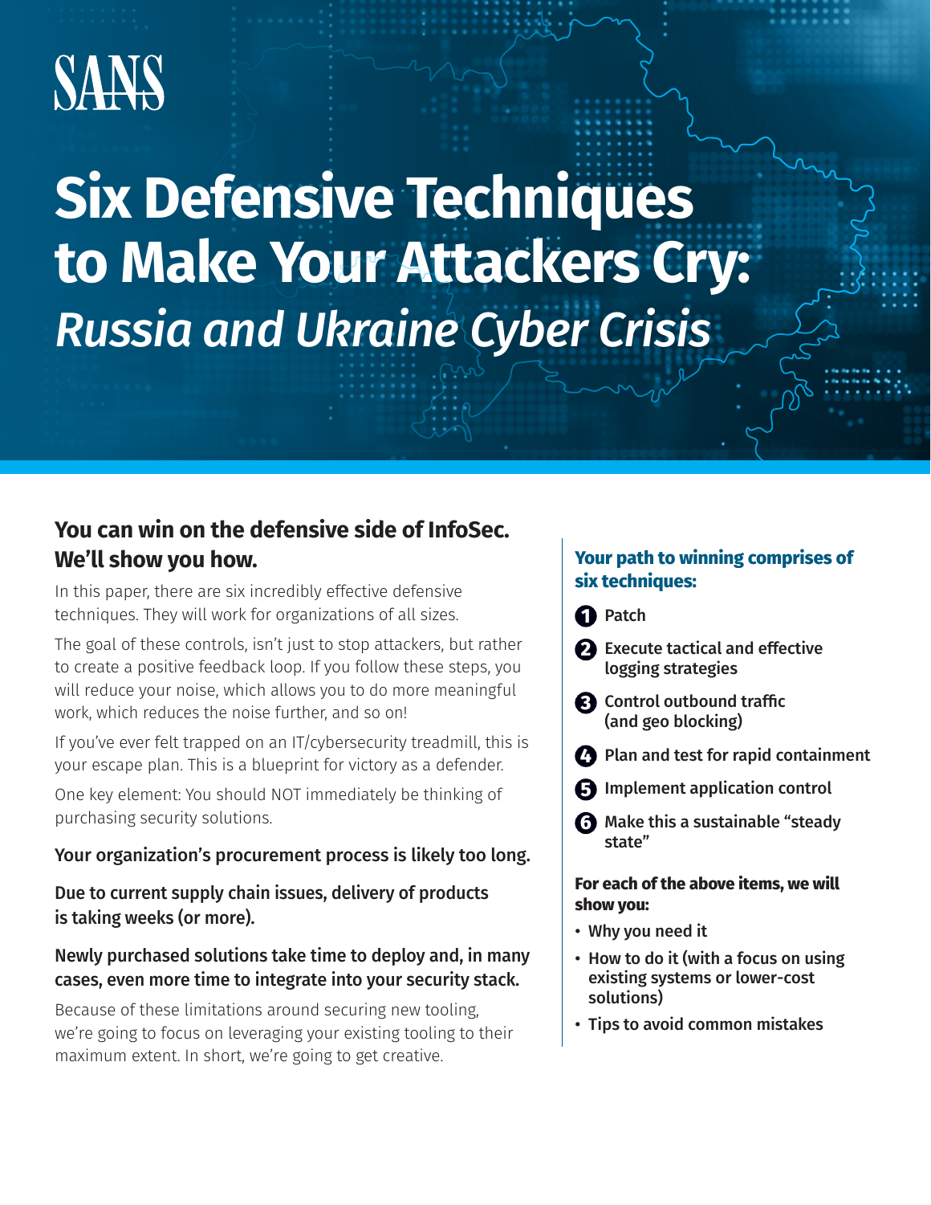SANS

# Six Defensive Techniques to Make Your Attackers Cry: *Russia and Ukraine Cyber Crisis*

## You can win on the defensive side of InfoSec. We'll show you how.

In this paper, there are six incredibly effective defensive techniques. They will work for organizations of all sizes.

The goal of these controls, isn't just to stop attackers, but rather to create a positive feedback loop. If you follow these steps, you will reduce your noise, which allows you to do more meaningful work, which reduces the noise further, and so on!

If you've ever felt trapped on an IT/cybersecurity treadmill, this is your escape plan. This is a blueprint for victory as a defender.

One key element: You should NOT immediately be thinking of purchasing security solutions.

**Your organization's procurement process is likely too long.**

**Due to current supply chain issues, delivery of products is taking weeks (or more).**

**Newly purchased solutions take time to deploy and, in many cases, even more time to integrate into your security stack.**

Because of these limitations around securing new tooling, we're going to focus on leveraging your existing tooling to their maximum extent. In short, we're going to get creative.

### Your path to winning comprises of six techniques:

1. **Patch**
2. **Execute tactical and effective logging strategies**
3. **Control outbound traffic (and geo blocking)**
4. **Plan and test for rapid containment**
5. **Implement application control**
6. **Make this a sustainable "steady state"**

**For each of the above items, we will show you:**

- **Why you need it**
- **How to do it (with a focus on using existing systems or lower-cost solutions)**
- **Tips to avoid common mistakes**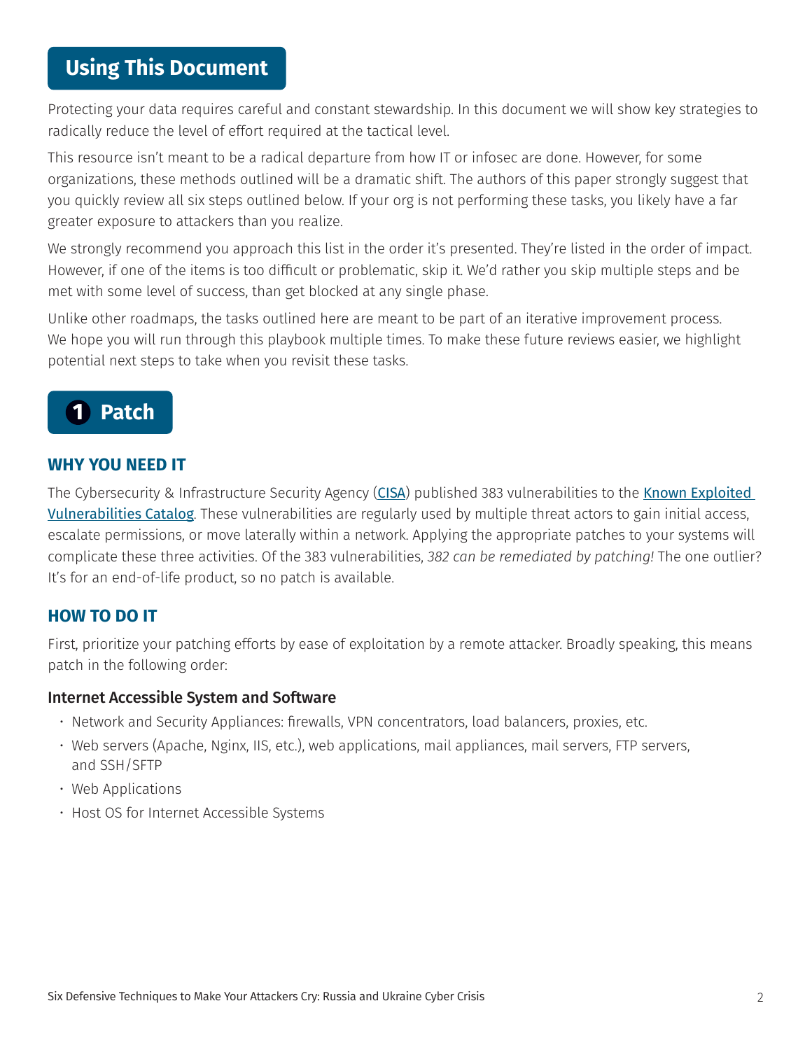## Using This Document

Protecting your data requires careful and constant stewardship. In this document we will show key strategies to radically reduce the level of effort required at the tactical level.

This resource isn't meant to be a radical departure from how IT or infosec are done. However, for some organizations, these methods outlined will be a dramatic shift. The authors of this paper strongly suggest that you quickly review all six steps outlined below. If your org is not performing these tasks, you likely have a far greater exposure to attackers than you realize.

We strongly recommend you approach this list in the order it's presented. They're listed in the order of impact. However, if one of the items is too difficult or problematic, skip it. We'd rather you skip multiple steps and be met with some level of success, than get blocked at any single phase.

Unlike other roadmaps, the tasks outlined here are meant to be part of an iterative improvement process. We hope you will run through this playbook multiple times. To make these future reviews easier, we highlight potential next steps to take when you revisit these tasks.

## 1 Patch

### WHY YOU NEED IT

The Cybersecurity & Infrastructure Security Agency (CISA) published 383 vulnerabilities to the Known Exploited Vulnerabilities Catalog. These vulnerabilities are regularly used by multiple threat actors to gain initial access, escalate permissions, or move laterally within a network. Applying the appropriate patches to your systems will complicate these three activities. Of the 383 vulnerabilities, *382 can be remediated by patching!* The one outlier? It's for an end-of-life product, so no patch is available.

### HOW TO DO IT

First, prioritize your patching efforts by ease of exploitation by a remote attacker. Broadly speaking, this means patch in the following order:

#### Internet Accessible System and Software

- Network and Security Appliances: firewalls, VPN concentrators, load balancers, proxies, etc.
- Web servers (Apache, Nginx, IIS, etc.), web applications, mail appliances, mail servers, FTP servers, and SSH/SFTP
- Web Applications
- Host OS for Internet Accessible Systems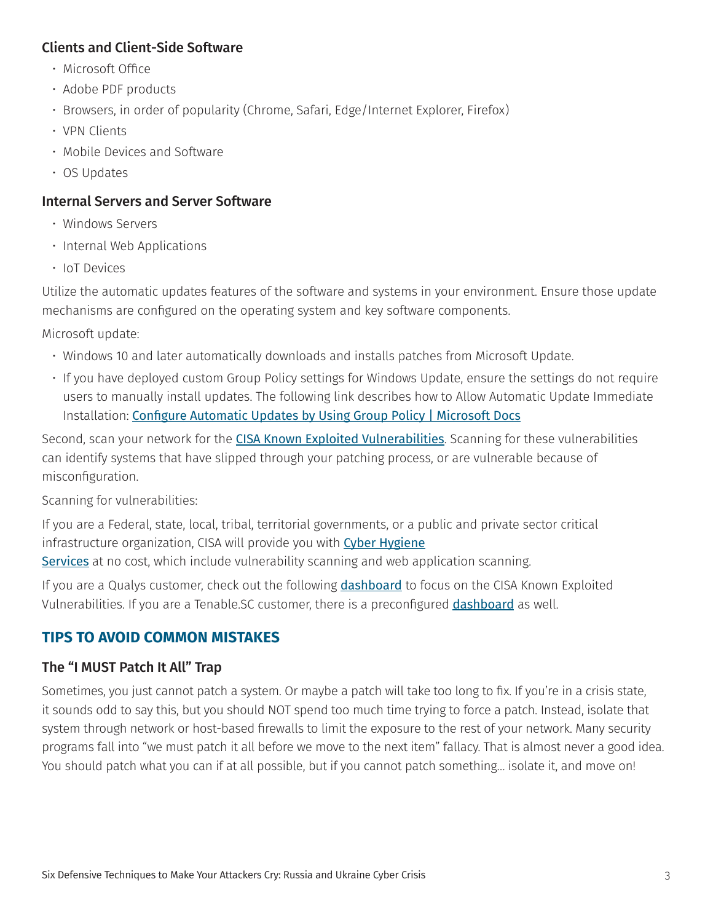### Clients and Client-Side Software

- Microsoft Office
- Adobe PDF products
- Browsers, in order of popularity (Chrome, Safari, Edge/Internet Explorer, Firefox)
- VPN Clients
- Mobile Devices and Software
- OS Updates

### Internal Servers and Server Software

- Windows Servers
- Internal Web Applications
- IoT Devices

Utilize the automatic updates features of the software and systems in your environment. Ensure those update mechanisms are configured on the operating system and key software components.

Microsoft update:

- Windows 10 and later automatically downloads and installs patches from Microsoft Update.
- If you have deployed custom Group Policy settings for Windows Update, ensure the settings do not require users to manually install updates. The following link describes how to Allow Automatic Update Immediate Installation: Configure Automatic Updates by Using Group Policy | Microsoft Docs

Second, scan your network for the CISA Known Exploited Vulnerabilities. Scanning for these vulnerabilities can identify systems that have slipped through your patching process, or are vulnerable because of misconfiguration.

Scanning for vulnerabilities:

If you are a Federal, state, local, tribal, territorial governments, or a public and private sector critical infrastructure organization, CISA will provide you with Cyber Hygiene Services at no cost, which include vulnerability scanning and web application scanning.

If you are a Qualys customer, check out the following dashboard to focus on the CISA Known Exploited Vulnerabilities. If you are a Tenable.SC customer, there is a preconfigured dashboard as well.

## TIPS TO AVOID COMMON MISTAKES

### The "I MUST Patch It All" Trap

Sometimes, you just cannot patch a system. Or maybe a patch will take too long to fix. If you're in a crisis state, it sounds odd to say this, but you should NOT spend too much time trying to force a patch. Instead, isolate that system through network or host-based firewalls to limit the exposure to the rest of your network. Many security programs fall into "we must patch it all before we move to the next item" fallacy. That is almost never a good idea. You should patch what you can if at all possible, but if you cannot patch something... isolate it, and move on!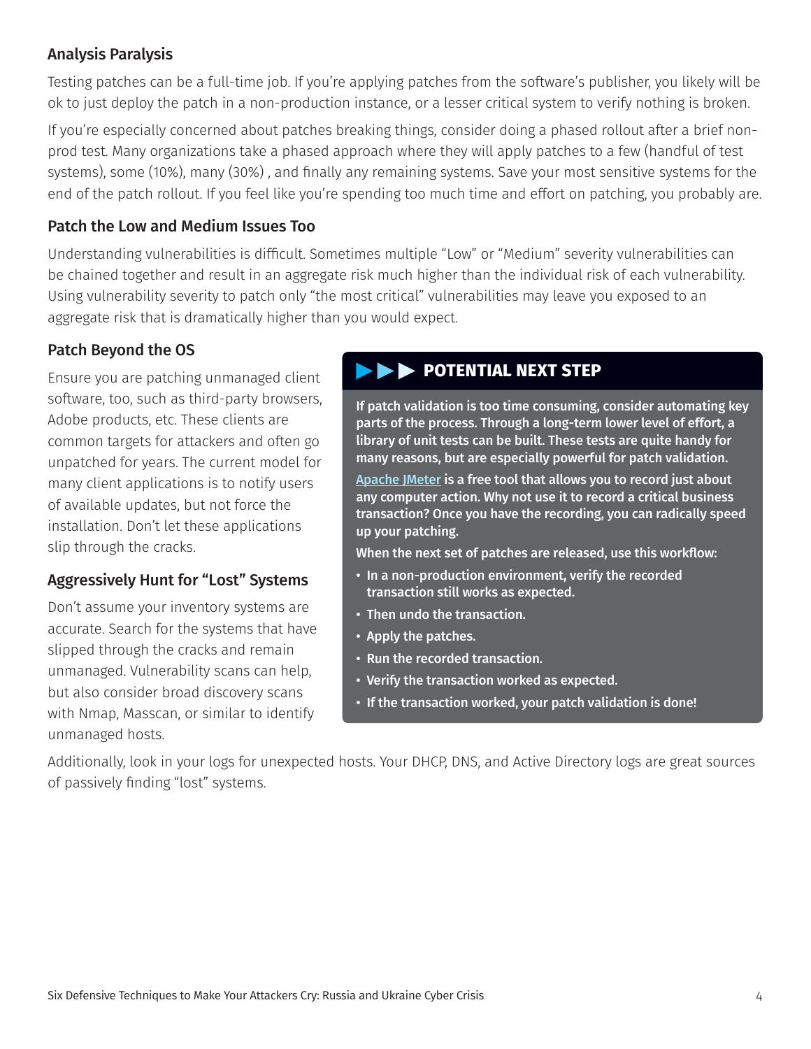### Analysis Paralysis

Testing patches can be a full-time job. If you're applying patches from the software's publisher, you likely will be ok to just deploy the patch in a non-production instance, or a lesser critical system to verify nothing is broken.

If you're especially concerned about patches breaking things, consider doing a phased rollout after a brief non-prod test. Many organizations take a phased approach where they will apply patches to a few (handful of test systems), some (10%), many (30%) , and finally any remaining systems. Save your most sensitive systems for the end of the patch rollout. If you feel like you're spending too much time and effort on patching, you probably are.

### Patch the Low and Medium Issues Too

Understanding vulnerabilities is difficult. Sometimes multiple "Low" or "Medium" severity vulnerabilities can be chained together and result in an aggregate risk much higher than the individual risk of each vulnerability. Using vulnerability severity to patch only "the most critical" vulnerabilities may leave you exposed to an aggregate risk that is dramatically higher than you would expect.

### Patch Beyond the OS

Ensure you are patching unmanaged client software, too, such as third-party browsers, Adobe products, etc. These clients are common targets for attackers and often go unpatched for years. The current model for many client applications is to notify users of available updates, but not force the installation. Don't let these applications slip through the cracks.

### Aggressively Hunt for "Lost" Systems

Don't assume your inventory systems are accurate. Search for the systems that have slipped through the cracks and remain unmanaged. Vulnerability scans can help, but also consider broad discovery scans with Nmap, Masscan, or similar to identify unmanaged hosts.

Additionally, look in your logs for unexpected hosts. Your DHCP, DNS, and Active Directory logs are great sources of passively finding "lost" systems.

### POTENTIAL NEXT STEP

**If patch validation is too time consuming, consider automating key parts of the process. Through a long-term lower level of effort, a library of unit tests can be built. These tests are quite handy for many reasons, but are especially powerful for patch validation.**

**Apache JMeter is a free tool that allows you to record just about any computer action. Why not use it to record a critical business transaction? Once you have the recording, you can radically speed up your patching.**

**When the next set of patches are released, use this workflow:**

- **In a non-production environment, verify the recorded transaction still works as expected.**
- **Then undo the transaction.**
- **Apply the patches.**
- **Run the recorded transaction.**
- **Verify the transaction worked as expected.**
- **If the transaction worked, your patch validation is done!**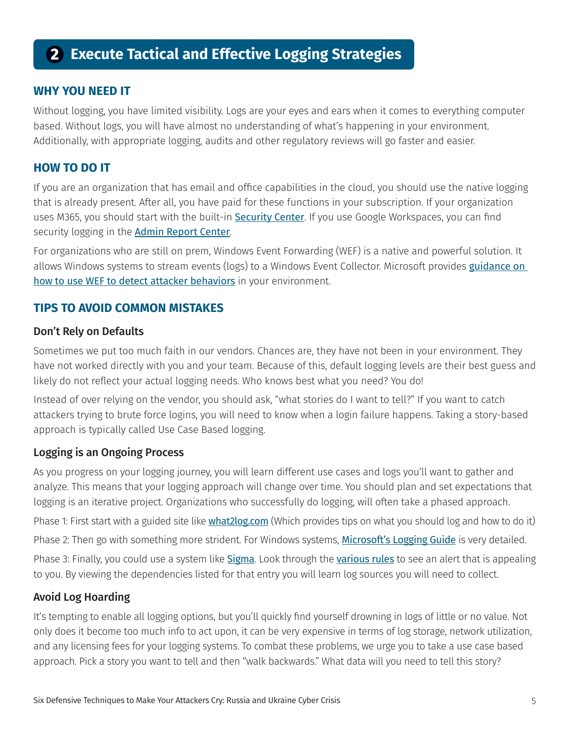## 2 Execute Tactical and Effective Logging Strategies

### WHY YOU NEED IT

Without logging, you have limited visibility. Logs are your eyes and ears when it comes to everything computer based. Without logs, you will have almost no understanding of what's happening in your environment. Additionally, with appropriate logging, audits and other regulatory reviews will go faster and easier.

### HOW TO DO IT

If you are an organization that has email and office capabilities in the cloud, you should use the native logging that is already present. After all, you have paid for these functions in your subscription. If your organization uses M365, you should start with the built-in Security Center. If you use Google Workspaces, you can find security logging in the Admin Report Center.

For organizations who are still on prem, Windows Event Forwarding (WEF) is a native and powerful solution. It allows Windows systems to stream events (logs) to a Windows Event Collector. Microsoft provides guidance on how to use WEF to detect attacker behaviors in your environment.

### TIPS TO AVOID COMMON MISTAKES

#### Don't Rely on Defaults

Sometimes we put too much faith in our vendors. Chances are, they have not been in your environment. They have not worked directly with you and your team. Because of this, default logging levels are their best guess and likely do not reflect your actual logging needs. Who knows best what you need? You do!

Instead of over relying on the vendor, you should ask, "what stories do I want to tell?" If you want to catch attackers trying to brute force logins, you will need to know when a login failure happens. Taking a story-based approach is typically called Use Case Based logging.

#### Logging is an Ongoing Process

As you progress on your logging journey, you will learn different use cases and logs you'll want to gather and analyze. This means that your logging approach will change over time. You should plan and set expectations that logging is an iterative project. Organizations who successfully do logging, will often take a phased approach.

Phase 1: First start with a guided site like what2log.com (Which provides tips on what you should log and how to do it)

Phase 2: Then go with something more strident. For Windows systems, Microsoft's Logging Guide is very detailed.

Phase 3: Finally, you could use a system like Sigma. Look through the various rules to see an alert that is appealing to you. By viewing the dependencies listed for that entry you will learn log sources you will need to collect.

#### Avoid Log Hoarding

It's tempting to enable all logging options, but you'll quickly find yourself drowning in logs of little or no value. Not only does it become too much info to act upon, it can be very expensive in terms of log storage, network utilization, and any licensing fees for your logging systems. To combat these problems, we urge you to take a use case based approach. Pick a story you want to tell and then "walk backwards." What data will you need to tell this story?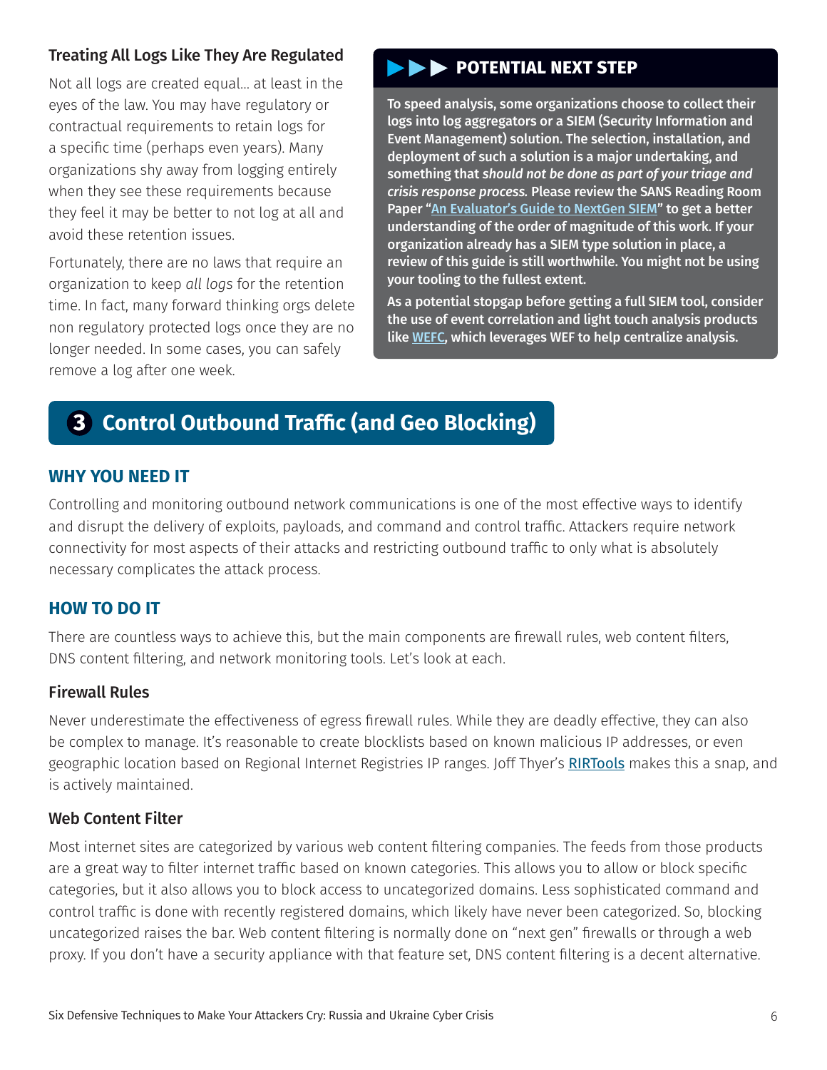### Treating All Logs Like They Are Regulated

Not all logs are created equal... at least in the eyes of the law. You may have regulatory or contractual requirements to retain logs for a specific time (perhaps even years). Many organizations shy away from logging entirely when they see these requirements because they feel it may be better to not log at all and avoid these retention issues.

Fortunately, there are no laws that require an organization to keep *all logs* for the retention time. In fact, many forward thinking orgs delete non regulatory protected logs once they are no longer needed. In some cases, you can safely remove a log after one week.

> **POTENTIAL NEXT STEP**
>
> **To speed analysis, some organizations choose to collect their logs into log aggregators or a SIEM (Security Information and Event Management) solution. The selection, installation, and deployment of such a solution is a major undertaking, and something that *should not be done as part of your triage and crisis response process.* Please review the SANS Reading Room Paper "An Evaluator's Guide to NextGen SIEM" to get a better understanding of the order of magnitude of this work. If your organization already has a SIEM type solution in place, a review of this guide is still worthwhile. You might not be using your tooling to the fullest extent.**
>
> **As a potential stopgap before getting a full SIEM tool, consider the use of event correlation and light touch analysis products like WEFC, which leverages WEF to help centralize analysis.**

## 3 Control Outbound Traffic (and Geo Blocking)

### WHY YOU NEED IT

Controlling and monitoring outbound network communications is one of the most effective ways to identify and disrupt the delivery of exploits, payloads, and command and control traffic. Attackers require network connectivity for most aspects of their attacks and restricting outbound traffic to only what is absolutely necessary complicates the attack process.

### HOW TO DO IT

There are countless ways to achieve this, but the main components are firewall rules, web content filters, DNS content filtering, and network monitoring tools. Let's look at each.

#### Firewall Rules

Never underestimate the effectiveness of egress firewall rules. While they are deadly effective, they can also be complex to manage. It's reasonable to create blocklists based on known malicious IP addresses, or even geographic location based on Regional Internet Registries IP ranges. Joff Thyer's RIRTools makes this a snap, and is actively maintained.

#### Web Content Filter

Most internet sites are categorized by various web content filtering companies. The feeds from those products are a great way to filter internet traffic based on known categories. This allows you to allow or block specific categories, but it also allows you to block access to uncategorized domains. Less sophisticated command and control traffic is done with recently registered domains, which likely have never been categorized. So, blocking uncategorized raises the bar. Web content filtering is normally done on "next gen" firewalls or through a web proxy. If you don't have a security appliance with that feature set, DNS content filtering is a decent alternative.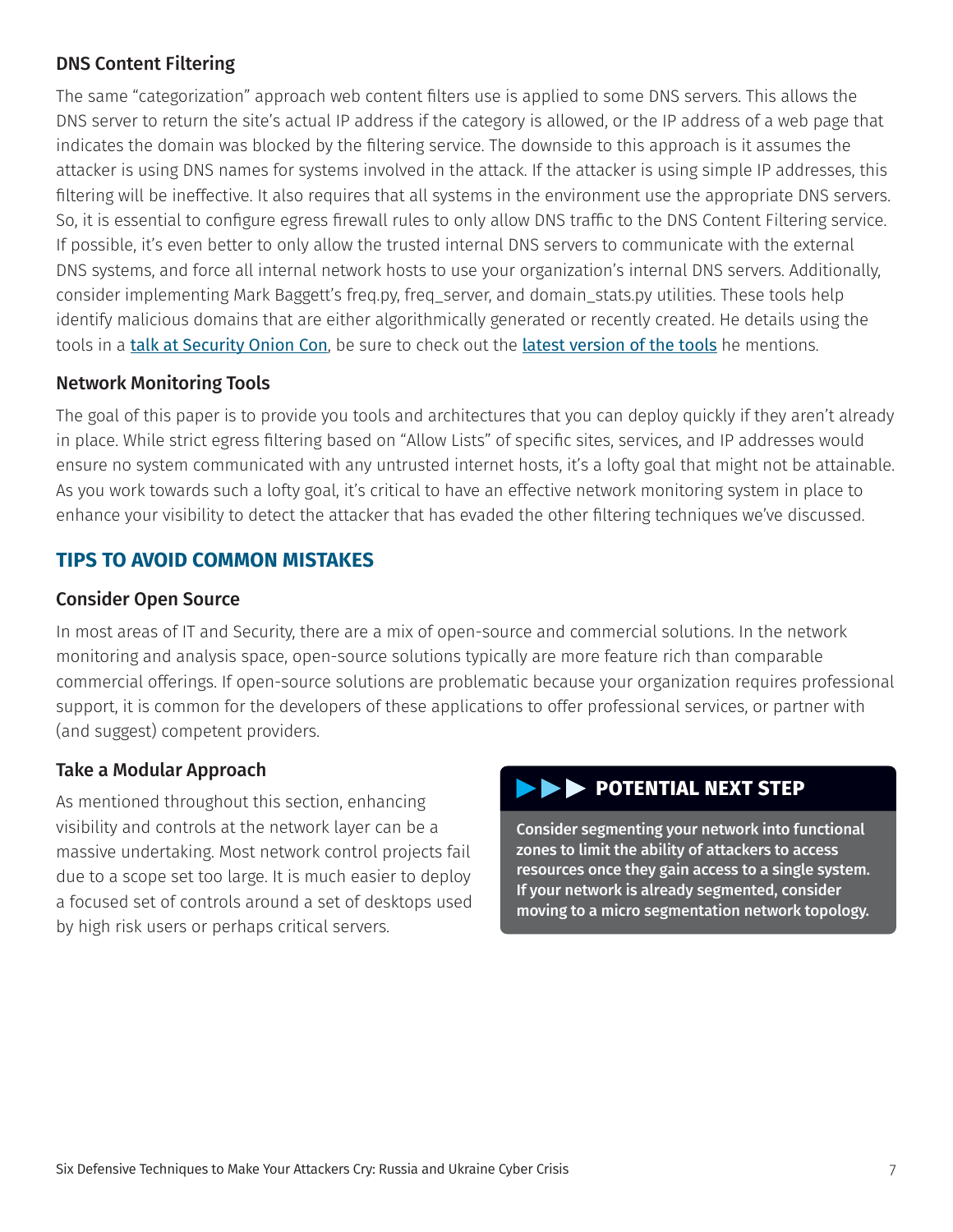### DNS Content Filtering

The same "categorization" approach web content filters use is applied to some DNS servers. This allows the DNS server to return the site's actual IP address if the category is allowed, or the IP address of a web page that indicates the domain was blocked by the filtering service. The downside to this approach is it assumes the attacker is using DNS names for systems involved in the attack. If the attacker is using simple IP addresses, this filtering will be ineffective. It also requires that all systems in the environment use the appropriate DNS servers. So, it is essential to configure egress firewall rules to only allow DNS traffic to the DNS Content Filtering service. If possible, it's even better to only allow the trusted internal DNS servers to communicate with the external DNS systems, and force all internal network hosts to use your organization's internal DNS servers. Additionally, consider implementing Mark Baggett's freq.py, freq_server, and domain_stats.py utilities. These tools help identify malicious domains that are either algorithmically generated or recently created. He details using the tools in a talk at Security Onion Con, be sure to check out the latest version of the tools he mentions.

### Network Monitoring Tools

The goal of this paper is to provide you tools and architectures that you can deploy quickly if they aren't already in place. While strict egress filtering based on "Allow Lists" of specific sites, services, and IP addresses would ensure no system communicated with any untrusted internet hosts, it's a lofty goal that might not be attainable. As you work towards such a lofty goal, it's critical to have an effective network monitoring system in place to enhance your visibility to detect the attacker that has evaded the other filtering techniques we've discussed.

## TIPS TO AVOID COMMON MISTAKES

### Consider Open Source

In most areas of IT and Security, there are a mix of open-source and commercial solutions. In the network monitoring and analysis space, open-source solutions typically are more feature rich than comparable commercial offerings. If open-source solutions are problematic because your organization requires professional support, it is common for the developers of these applications to offer professional services, or partner with (and suggest) competent providers.

### Take a Modular Approach

As mentioned throughout this section, enhancing visibility and controls at the network layer can be a massive undertaking. Most network control projects fail due to a scope set too large. It is much easier to deploy a focused set of controls around a set of desktops used by high risk users or perhaps critical servers.

**POTENTIAL NEXT STEP**

**Consider segmenting your network into functional zones to limit the ability of attackers to access resources once they gain access to a single system. If your network is already segmented, consider moving to a micro segmentation network topology.**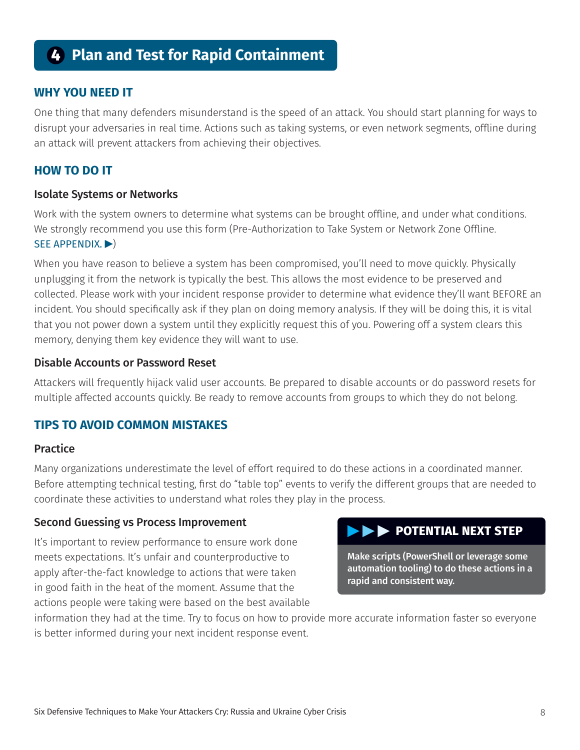## 4 Plan and Test for Rapid Containment

### WHY YOU NEED IT

One thing that many defenders misunderstand is the speed of an attack. You should start planning for ways to disrupt your adversaries in real time. Actions such as taking systems, or even network segments, offline during an attack will prevent attackers from achieving their objectives.

### HOW TO DO IT

#### Isolate Systems or Networks

Work with the system owners to determine what systems can be brought offline, and under what conditions. We strongly recommend you use this form (Pre-Authorization to Take System or Network Zone Offline. SEE APPENDIX. ▶)

When you have reason to believe a system has been compromised, you'll need to move quickly. Physically unplugging it from the network is typically the best. This allows the most evidence to be preserved and collected. Please work with your incident response provider to determine what evidence they'll want BEFORE an incident. You should specifically ask if they plan on doing memory analysis. If they will be doing this, it is vital that you not power down a system until they explicitly request this of you. Powering off a system clears this memory, denying them key evidence they will want to use.

#### Disable Accounts or Password Reset

Attackers will frequently hijack valid user accounts. Be prepared to disable accounts or do password resets for multiple affected accounts quickly. Be ready to remove accounts from groups to which they do not belong.

### TIPS TO AVOID COMMON MISTAKES

#### Practice

Many organizations underestimate the level of effort required to do these actions in a coordinated manner. Before attempting technical testing, first do "table top" events to verify the different groups that are needed to coordinate these activities to understand what roles they play in the process.

#### Second Guessing vs Process Improvement

It's important to review performance to ensure work done meets expectations. It's unfair and counterproductive to apply after-the-fact knowledge to actions that were taken in good faith in the heat of the moment. Assume that the actions people were taking were based on the best available information they had at the time. Try to focus on how to provide more accurate information faster so everyone is better informed during your next incident response event.

> **▶▶▶ POTENTIAL NEXT STEP**
>
> **Make scripts (PowerShell or leverage some automation tooling) to do these actions in a rapid and consistent way.**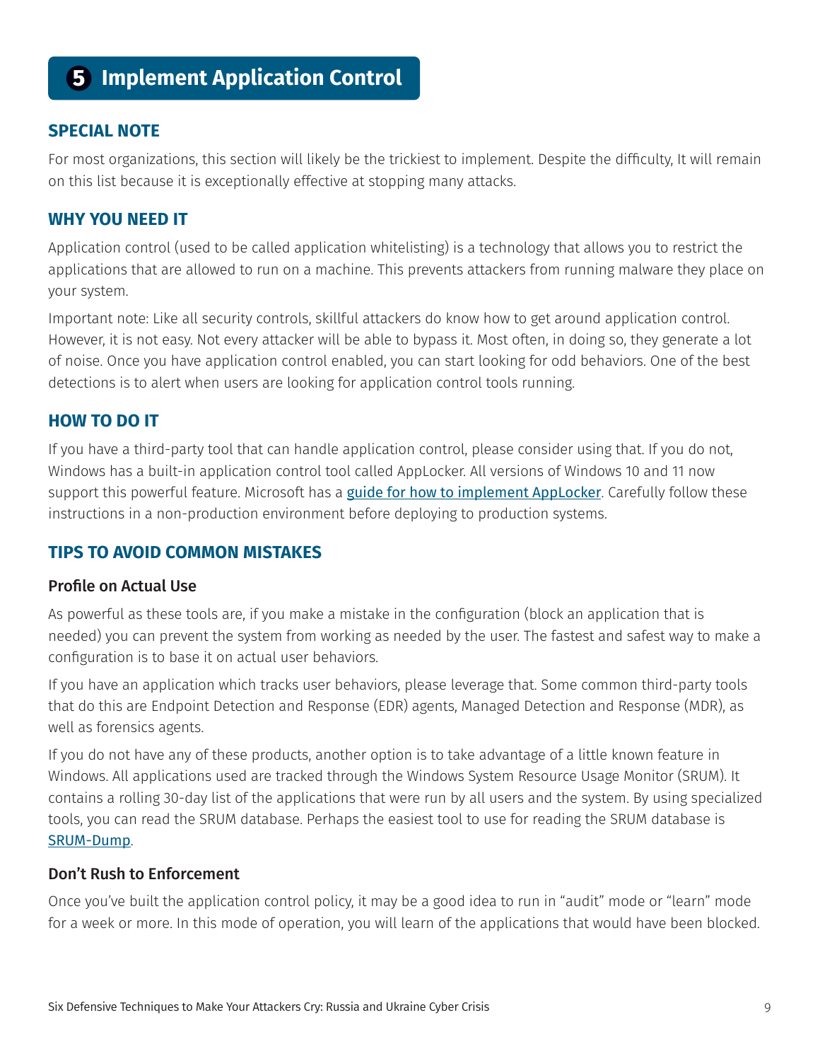# 5 Implement Application Control

## SPECIAL NOTE

For most organizations, this section will likely be the trickiest to implement. Despite the difficulty, It will remain on this list because it is exceptionally effective at stopping many attacks.

## WHY YOU NEED IT

Application control (used to be called application whitelisting) is a technology that allows you to restrict the applications that are allowed to run on a machine. This prevents attackers from running malware they place on your system.

Important note: Like all security controls, skillful attackers do know how to get around application control. However, it is not easy. Not every attacker will be able to bypass it. Most often, in doing so, they generate a lot of noise. Once you have application control enabled, you can start looking for odd behaviors. One of the best detections is to alert when users are looking for application control tools running.

## HOW TO DO IT

If you have a third-party tool that can handle application control, please consider using that. If you do not, Windows has a built-in application control tool called AppLocker. All versions of Windows 10 and 11 now support this powerful feature. Microsoft has a guide for how to implement AppLocker. Carefully follow these instructions in a non-production environment before deploying to production systems.

## TIPS TO AVOID COMMON MISTAKES

### Profile on Actual Use

As powerful as these tools are, if you make a mistake in the configuration (block an application that is needed) you can prevent the system from working as needed by the user. The fastest and safest way to make a configuration is to base it on actual user behaviors.

If you have an application which tracks user behaviors, please leverage that. Some common third-party tools that do this are Endpoint Detection and Response (EDR) agents, Managed Detection and Response (MDR), as well as forensics agents.

If you do not have any of these products, another option is to take advantage of a little known feature in Windows. All applications used are tracked through the Windows System Resource Usage Monitor (SRUM). It contains a rolling 30-day list of the applications that were run by all users and the system. By using specialized tools, you can read the SRUM database. Perhaps the easiest tool to use for reading the SRUM database is SRUM-Dump.

### Don't Rush to Enforcement

Once you've built the application control policy, it may be a good idea to run in "audit" mode or "learn" mode for a week or more. In this mode of operation, you will learn of the applications that would have been blocked.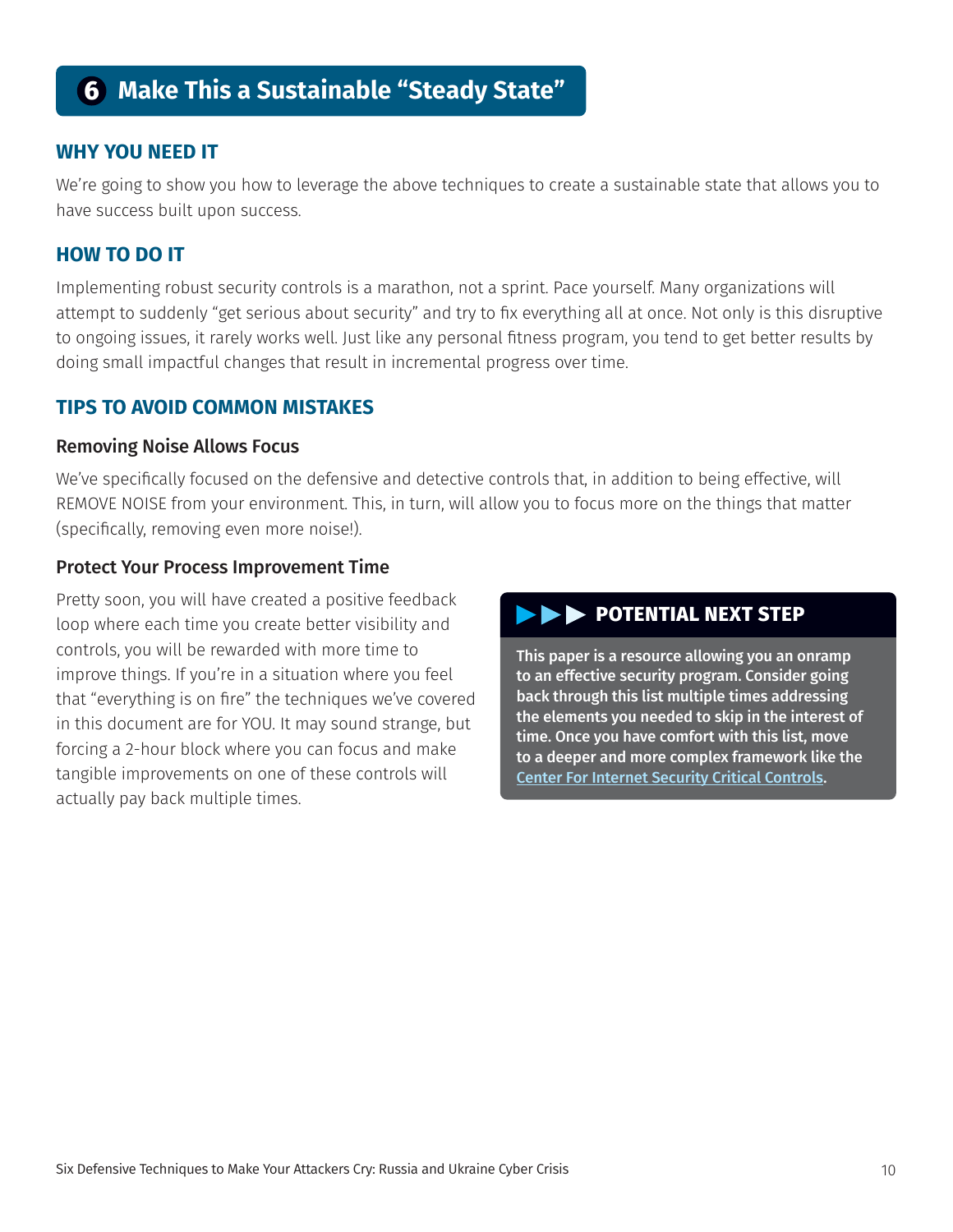## 6 Make This a Sustainable "Steady State"

### WHY YOU NEED IT

We're going to show you how to leverage the above techniques to create a sustainable state that allows you to have success built upon success.

### HOW TO DO IT

Implementing robust security controls is a marathon, not a sprint. Pace yourself. Many organizations will attempt to suddenly "get serious about security" and try to fix everything all at once. Not only is this disruptive to ongoing issues, it rarely works well. Just like any personal fitness program, you tend to get better results by doing small impactful changes that result in incremental progress over time.

### TIPS TO AVOID COMMON MISTAKES

#### Removing Noise Allows Focus

We've specifically focused on the defensive and detective controls that, in addition to being effective, will REMOVE NOISE from your environment. This, in turn, will allow you to focus more on the things that matter (specifically, removing even more noise!).

#### Protect Your Process Improvement Time

Pretty soon, you will have created a positive feedback loop where each time you create better visibility and controls, you will be rewarded with more time to improve things. If you're in a situation where you feel that "everything is on fire" the techniques we've covered in this document are for YOU. It may sound strange, but forcing a 2-hour block where you can focus and make tangible improvements on one of these controls will actually pay back multiple times.

#### ▶▶▶ POTENTIAL NEXT STEP

**This paper is a resource allowing you an onramp to an effective security program. Consider going back through this list multiple times addressing the elements you needed to skip in the interest of time. Once you have comfort with this list, move to a deeper and more complex framework like the Center For Internet Security Critical Controls.**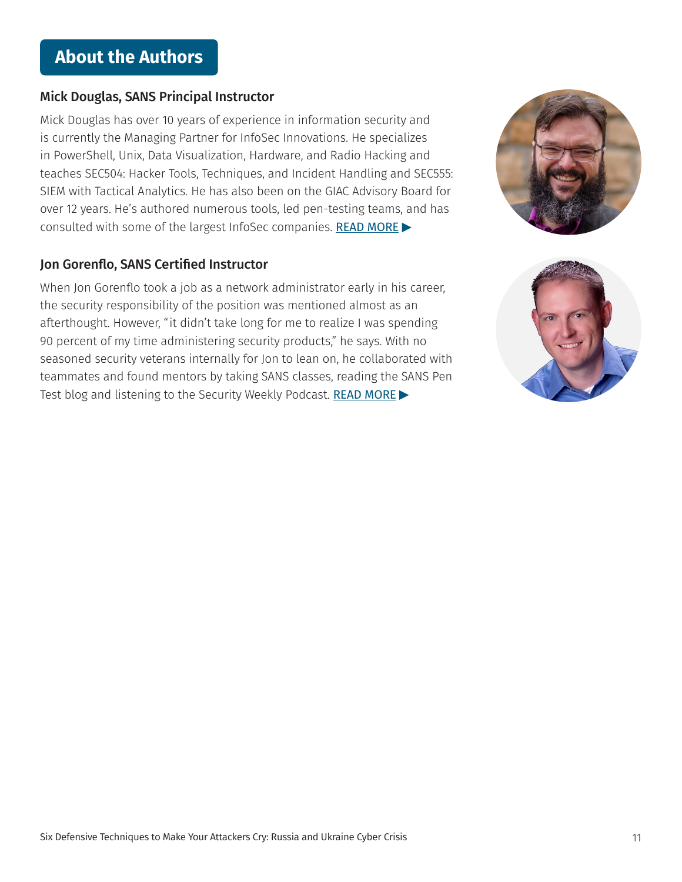## About the Authors

### Mick Douglas, SANS Principal Instructor

Mick Douglas has over 10 years of experience in information security and is currently the Managing Partner for InfoSec Innovations. He specializes in PowerShell, Unix, Data Visualization, Hardware, and Radio Hacking and teaches SEC504: Hacker Tools, Techniques, and Incident Handling and SEC555: SIEM with Tactical Analytics. He has also been on the GIAC Advisory Board for over 12 years. He's authored numerous tools, led pen-testing teams, and has consulted with some of the largest InfoSec companies. READ MORE ▶

### Jon Gorenflo, SANS Certified Instructor

When Jon Gorenflo took a job as a network administrator early in his career, the security responsibility of the position was mentioned almost as an afterthought. However, "it didn't take long for me to realize I was spending 90 percent of my time administering security products," he says. With no seasoned security veterans internally for Jon to lean on, he collaborated with teammates and found mentors by taking SANS classes, reading the SANS Pen Test blog and listening to the Security Weekly Podcast. READ MORE ▶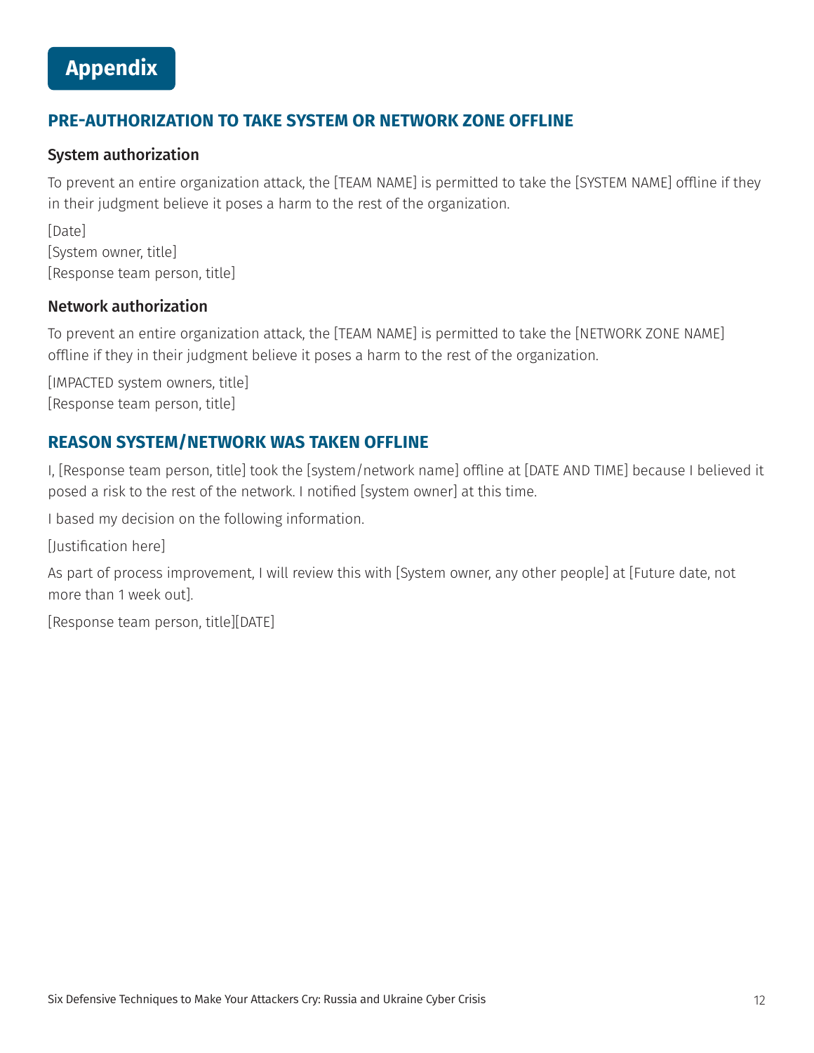# Appendix

## PRE-AUTHORIZATION TO TAKE SYSTEM OR NETWORK ZONE OFFLINE

### System authorization

To prevent an entire organization attack, the [TEAM NAME] is permitted to take the [SYSTEM NAME] offline if they in their judgment believe it poses a harm to the rest of the organization.

[Date]
[System owner, title]
[Response team person, title]

### Network authorization

To prevent an entire organization attack, the [TEAM NAME] is permitted to take the [NETWORK ZONE NAME] offline if they in their judgment believe it poses a harm to the rest of the organization.

[IMPACTED system owners, title]
[Response team person, title]

## REASON SYSTEM/NETWORK WAS TAKEN OFFLINE

I, [Response team person, title] took the [system/network name] offline at [DATE AND TIME] because I believed it posed a risk to the rest of the network. I notified [system owner] at this time.

I based my decision on the following information.

[Justification here]

As part of process improvement, I will review this with [System owner, any other people] at [Future date, not more than 1 week out].

[Response team person, title][DATE]